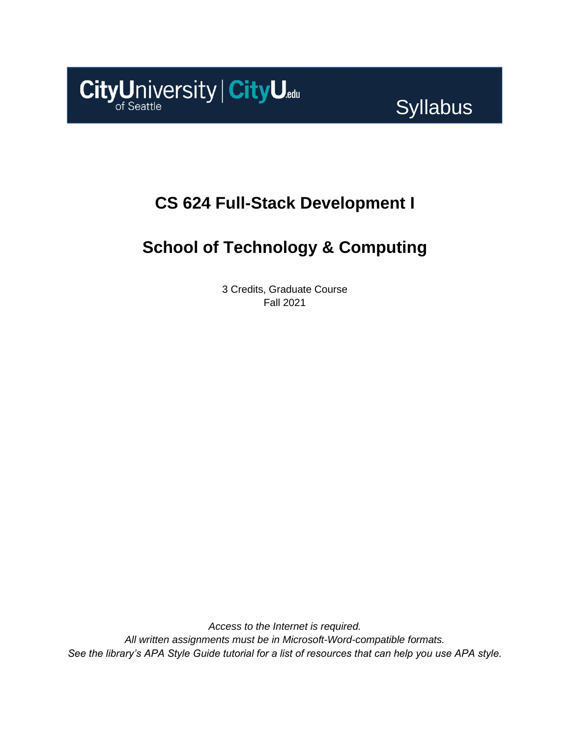CityUniversity of Seattle | CityU.edu

Syllabus

# CS 624 Full-Stack Development I

## School of Technology & Computing

3 Credits, Graduate Course
Fall 2021

*Access to the Internet is required.*
*All written assignments must be in Microsoft-Word-compatible formats.*
*See the library's APA Style Guide tutorial for a list of resources that can help you use APA style.*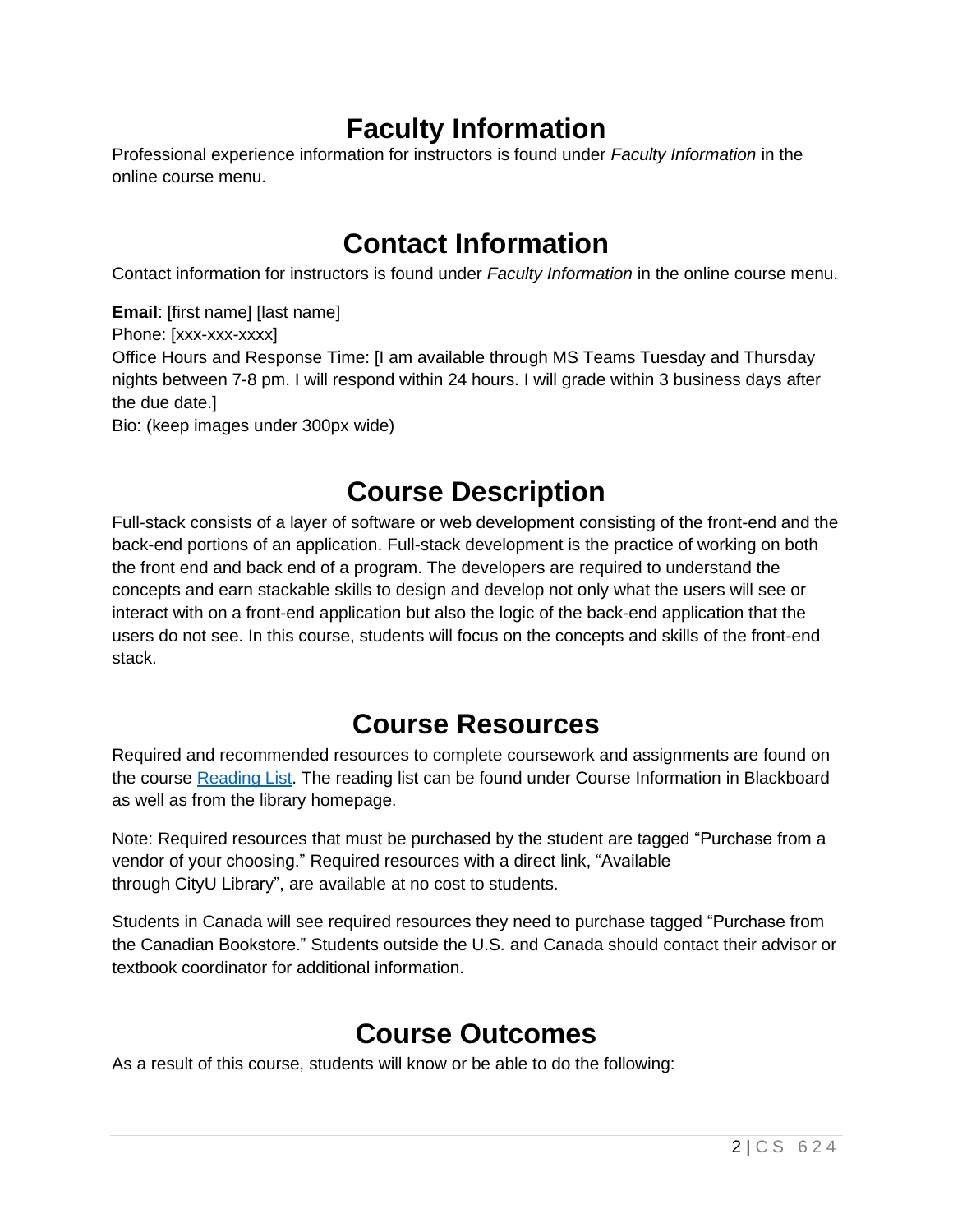# Faculty Information

Professional experience information for instructors is found under *Faculty Information* in the online course menu.

# Contact Information

Contact information for instructors is found under *Faculty Information* in the online course menu.

**Email**: [first name] [last name]
Phone: [xxx-xxx-xxxx]
Office Hours and Response Time: [I am available through MS Teams Tuesday and Thursday nights between 7-8 pm. I will respond within 24 hours. I will grade within 3 business days after the due date.]
Bio: (keep images under 300px wide)

# Course Description

Full-stack consists of a layer of software or web development consisting of the front-end and the back-end portions of an application. Full-stack development is the practice of working on both the front end and back end of a program. The developers are required to understand the concepts and earn stackable skills to design and develop not only what the users will see or interact with on a front-end application but also the logic of the back-end application that the users do not see. In this course, students will focus on the concepts and skills of the front-end stack.

# Course Resources

Required and recommended resources to complete coursework and assignments are found on the course Reading List. The reading list can be found under Course Information in Blackboard as well as from the library homepage.

Note: Required resources that must be purchased by the student are tagged "Purchase from a vendor of your choosing." Required resources with a direct link, "Available through CityU Library", are available at no cost to students.

Students in Canada will see required resources they need to purchase tagged "Purchase from the Canadian Bookstore." Students outside the U.S. and Canada should contact their advisor or textbook coordinator for additional information.

# Course Outcomes

As a result of this course, students will know or be able to do the following: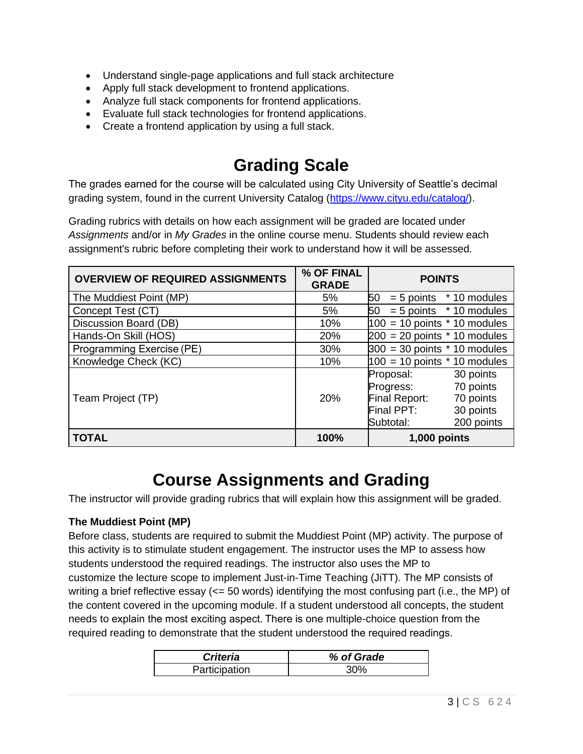- Understand single-page applications and full stack architecture
- Apply full stack development to frontend applications.
- Analyze full stack components for frontend applications.
- Evaluate full stack technologies for frontend applications.
- Create a frontend application by using a full stack.

# Grading Scale

The grades earned for the course will be calculated using City University of Seattle's decimal grading system, found in the current University Catalog (https://www.cityu.edu/catalog/).

Grading rubrics with details on how each assignment will be graded are located under *Assignments* and/or in *My Grades* in the online course menu. Students should review each assignment's rubric before completing their work to understand how it will be assessed.

| OVERVIEW OF REQUIRED ASSIGNMENTS | % OF FINAL GRADE | POINTS |
|---|---|---|
| The Muddiest Point (MP) | 5% | 50 = 5 points * 10 modules |
| Concept Test (CT) | 5% | 50 = 5 points * 10 modules |
| Discussion Board (DB) | 10% | 100 = 10 points * 10 modules |
| Hands-On Skill (HOS) | 20% | 200 = 20 points * 10 modules |
| Programming Exercise (PE) | 30% | 300 = 30 points * 10 modules |
| Knowledge Check (KC) | 10% | 100 = 10 points * 10 modules |
| Team Project (TP) | 20% | Proposal: 30 points<br>Progress: 70 points<br>Final Report: 70 points<br>Final PPT: 30 points<br>Subtotal: 200 points |
| **TOTAL** | **100%** | **1,000 points** |

# Course Assignments and Grading

The instructor will provide grading rubrics that will explain how this assignment will be graded.

### The Muddiest Point (MP)

Before class, students are required to submit the Muddiest Point (MP) activity. The purpose of this activity is to stimulate student engagement. The instructor uses the MP to assess how students understood the required readings. The instructor also uses the MP to customize the lecture scope to implement Just-in-Time Teaching (JiTT). The MP consists of writing a brief reflective essay (<= 50 words) identifying the most confusing part (i.e., the MP) of the content covered in the upcoming module. If a student understood all concepts, the student needs to explain the most exciting aspect. There is one multiple-choice question from the required reading to demonstrate that the student understood the required readings.

| ***Criteria*** | ***% of Grade*** |
|---|---|
| Participation | 30% |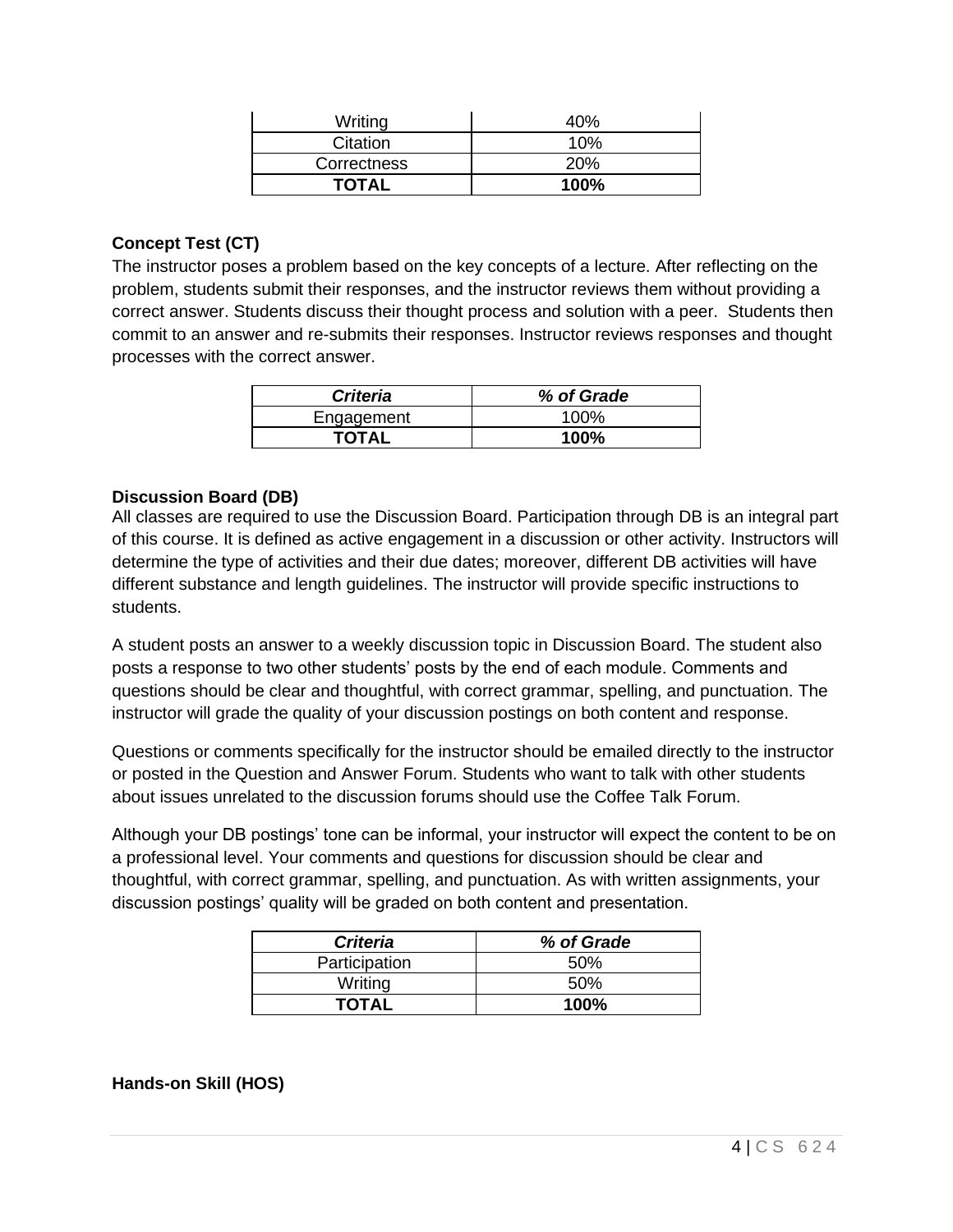| Writing | 40% |
|---|---|
| Citation | 10% |
| Correctness | 20% |
| **TOTAL** | **100%** |

**Concept Test (CT)**

The instructor poses a problem based on the key concepts of a lecture. After reflecting on the problem, students submit their responses, and the instructor reviews them without providing a correct answer. Students discuss their thought process and solution with a peer. Students then commit to an answer and re-submits their responses. Instructor reviews responses and thought processes with the correct answer.

| ***Criteria*** | ***% of Grade*** |
|---|---|
| Engagement | 100% |
| **TOTAL** | **100%** |

**Discussion Board (DB)**

All classes are required to use the Discussion Board. Participation through DB is an integral part of this course. It is defined as active engagement in a discussion or other activity. Instructors will determine the type of activities and their due dates; moreover, different DB activities will have different substance and length guidelines. The instructor will provide specific instructions to students.

A student posts an answer to a weekly discussion topic in Discussion Board. The student also posts a response to two other students' posts by the end of each module. Comments and questions should be clear and thoughtful, with correct grammar, spelling, and punctuation. The instructor will grade the quality of your discussion postings on both content and response.

Questions or comments specifically for the instructor should be emailed directly to the instructor or posted in the Question and Answer Forum. Students who want to talk with other students about issues unrelated to the discussion forums should use the Coffee Talk Forum.

Although your DB postings' tone can be informal, your instructor will expect the content to be on a professional level. Your comments and questions for discussion should be clear and thoughtful, with correct grammar, spelling, and punctuation. As with written assignments, your discussion postings' quality will be graded on both content and presentation.

| ***Criteria*** | ***% of Grade*** |
|---|---|
| Participation | 50% |
| Writing | 50% |
| **TOTAL** | **100%** |

**Hands-on Skill (HOS)**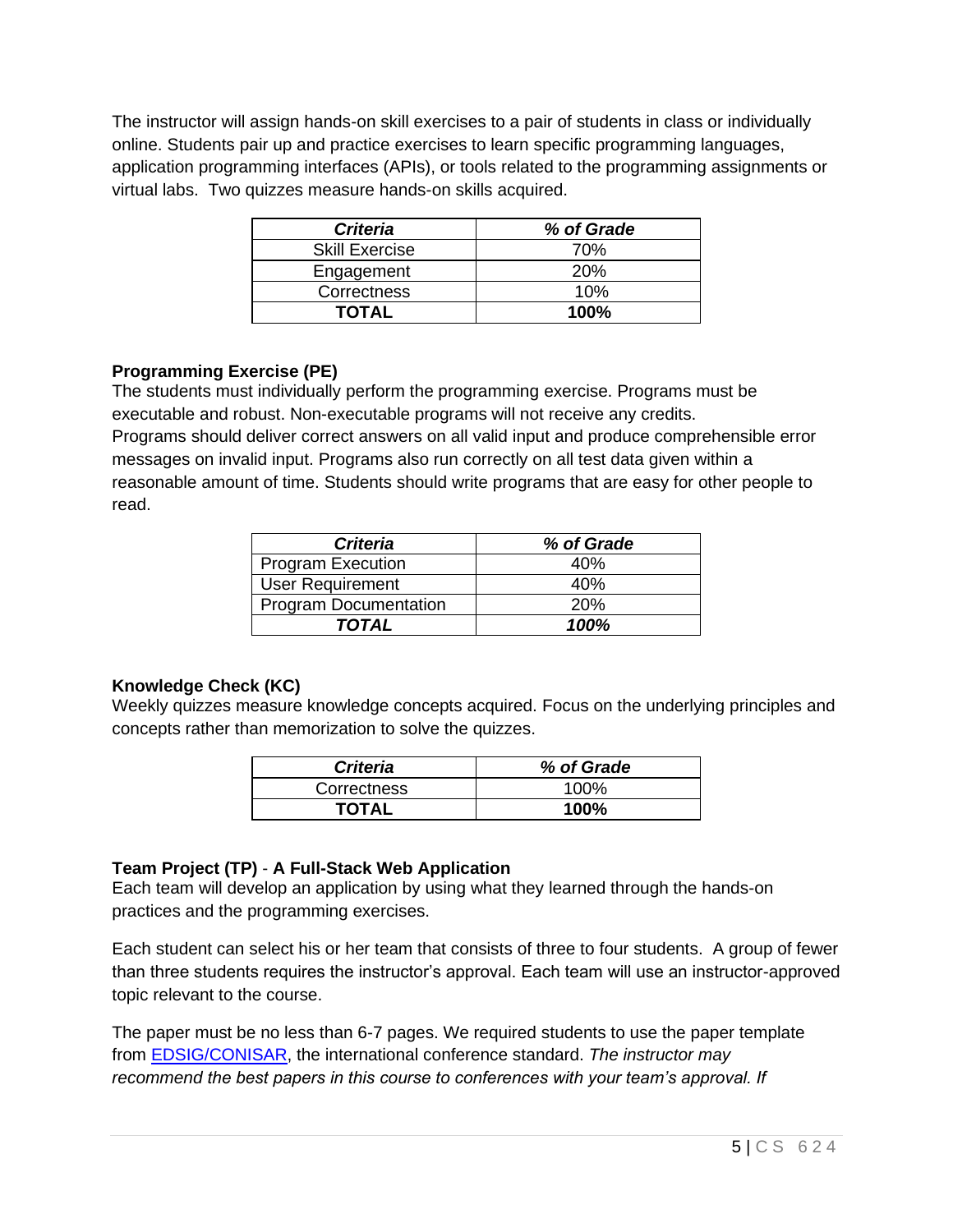The instructor will assign hands-on skill exercises to a pair of students in class or individually online. Students pair up and practice exercises to learn specific programming languages, application programming interfaces (APIs), or tools related to the programming assignments or virtual labs. Two quizzes measure hands-on skills acquired.

| ***Criteria*** | ***% of Grade*** |
|---|---|
| Skill Exercise | 70% |
| Engagement | 20% |
| Correctness | 10% |
| **TOTAL** | **100%** |

**Programming Exercise (PE)**

The students must individually perform the programming exercise. Programs must be executable and robust. Non-executable programs will not receive any credits.
Programs should deliver correct answers on all valid input and produce comprehensible error messages on invalid input. Programs also run correctly on all test data given within a reasonable amount of time. Students should write programs that are easy for other people to read.

| ***Criteria*** | ***% of Grade*** |
|---|---|
| Program Execution | 40% |
| User Requirement | 40% |
| Program Documentation | 20% |
| ***TOTAL*** | ***100%*** |

**Knowledge Check (KC)**

Weekly quizzes measure knowledge concepts acquired. Focus on the underlying principles and concepts rather than memorization to solve the quizzes.

| ***Criteria*** | ***% of Grade*** |
|---|---|
| Correctness | 100% |
| **TOTAL** | **100%** |

**Team Project (TP)** - **A Full-Stack Web Application**

Each team will develop an application by using what they learned through the hands-on practices and the programming exercises.

Each student can select his or her team that consists of three to four students. A group of fewer than three students requires the instructor's approval. Each team will use an instructor-approved topic relevant to the course.

The paper must be no less than 6-7 pages. We required students to use the paper template from [EDSIG/CONISAR](EDSIG/CONISAR), the international conference standard. *The instructor may recommend the best papers in this course to conferences with your team's approval. If*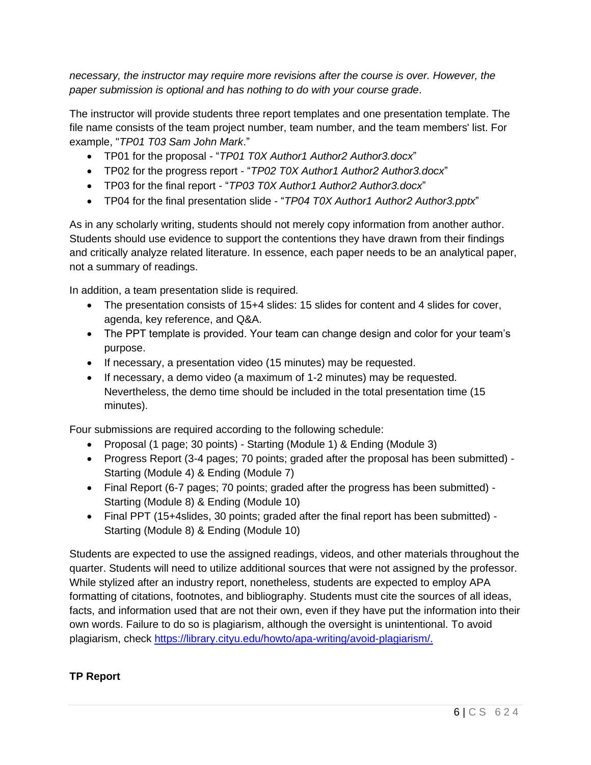*necessary, the instructor may require more revisions after the course is over. However, the paper submission is optional and has nothing to do with your course grade*.

The instructor will provide students three report templates and one presentation template. The file name consists of the team project number, team number, and the team members' list. For example, "*TP01 T03 Sam John Mark*."

- TP01 for the proposal - "*TP01 T0X Author1 Author2 Author3.docx*"
- TP02 for the progress report - "*TP02 T0X Author1 Author2 Author3.docx*"
- TP03 for the final report - "*TP03 T0X Author1 Author2 Author3.docx*"
- TP04 for the final presentation slide - "*TP04 T0X Author1 Author2 Author3.pptx*"

As in any scholarly writing, students should not merely copy information from another author. Students should use evidence to support the contentions they have drawn from their findings and critically analyze related literature. In essence, each paper needs to be an analytical paper, not a summary of readings.

In addition, a team presentation slide is required.

- The presentation consists of 15+4 slides: 15 slides for content and 4 slides for cover, agenda, key reference, and Q&A.
- The PPT template is provided. Your team can change design and color for your team's purpose.
- If necessary, a presentation video (15 minutes) may be requested.
- If necessary, a demo video (a maximum of 1-2 minutes) may be requested. Nevertheless, the demo time should be included in the total presentation time (15 minutes).

Four submissions are required according to the following schedule:

- Proposal (1 page; 30 points) - Starting (Module 1) & Ending (Module 3)
- Progress Report (3-4 pages; 70 points; graded after the proposal has been submitted) - Starting (Module 4) & Ending (Module 7)
- Final Report (6-7 pages; 70 points; graded after the progress has been submitted) - Starting (Module 8) & Ending (Module 10)
- Final PPT (15+4slides, 30 points; graded after the final report has been submitted) - Starting (Module 8) & Ending (Module 10)

Students are expected to use the assigned readings, videos, and other materials throughout the quarter. Students will need to utilize additional sources that were not assigned by the professor. While stylized after an industry report, nonetheless, students are expected to employ APA formatting of citations, footnotes, and bibliography. Students must cite the sources of all ideas, facts, and information used that are not their own, even if they have put the information into their own words. Failure to do so is plagiarism, although the oversight is unintentional. To avoid plagiarism, check [https://library.cityu.edu/howto/apa-writing/avoid-plagiarism/.](https://library.cityu.edu/howto/apa-writing/avoid-plagiarism/)

**TP Report**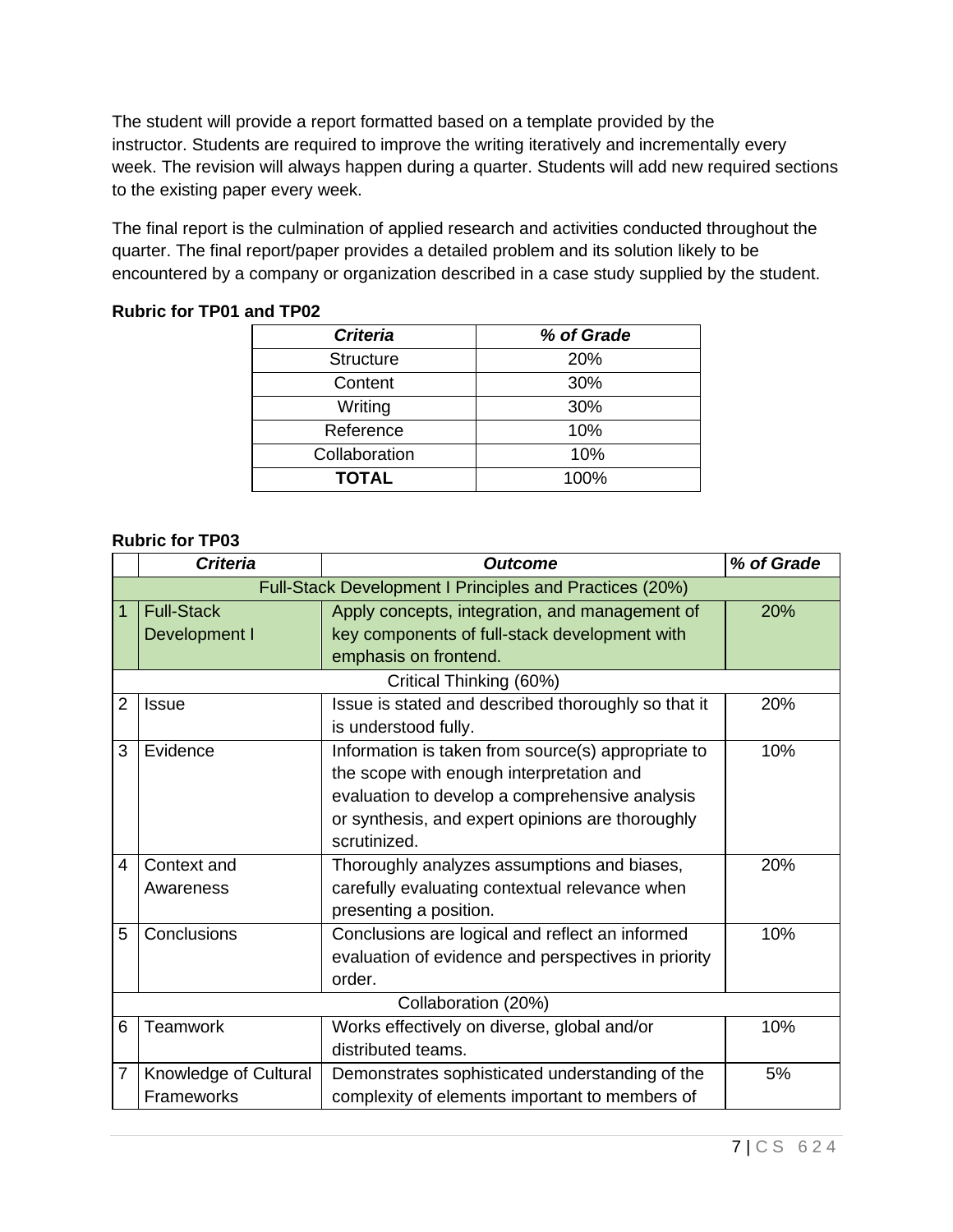The student will provide a report formatted based on a template provided by the instructor. Students are required to improve the writing iteratively and incrementally every week. The revision will always happen during a quarter. Students will add new required sections to the existing paper every week.

The final report is the culmination of applied research and activities conducted throughout the quarter. The final report/paper provides a detailed problem and its solution likely to be encountered by a company or organization described in a case study supplied by the student.

**Rubric for TP01 and TP02**

| *Criteria* | *% of Grade* |
|---|---|
| Structure | 20% |
| Content | 30% |
| Writing | 30% |
| Reference | 10% |
| Collaboration | 10% |
| **TOTAL** | 100% |

**Rubric for TP03**

| | *Criteria* | *Outcome* | *% of Grade* |
|---|---|---|---|
| | | Full-Stack Development I Principles and Practices (20%) | |
| 1 | Full-Stack Development I | Apply concepts, integration, and management of key components of full-stack development with emphasis on frontend. | 20% |
| | | Critical Thinking (60%) | |
| 2 | Issue | Issue is stated and described thoroughly so that it is understood fully. | 20% |
| 3 | Evidence | Information is taken from source(s) appropriate to the scope with enough interpretation and evaluation to develop a comprehensive analysis or synthesis, and expert opinions are thoroughly scrutinized. | 10% |
| 4 | Context and Awareness | Thoroughly analyzes assumptions and biases, carefully evaluating contextual relevance when presenting a position. | 20% |
| 5 | Conclusions | Conclusions are logical and reflect an informed evaluation of evidence and perspectives in priority order. | 10% |
| | | Collaboration (20%) | |
| 6 | Teamwork | Works effectively on diverse, global and/or distributed teams. | 10% |
| 7 | Knowledge of Cultural Frameworks | Demonstrates sophisticated understanding of the complexity of elements important to members of | 5% |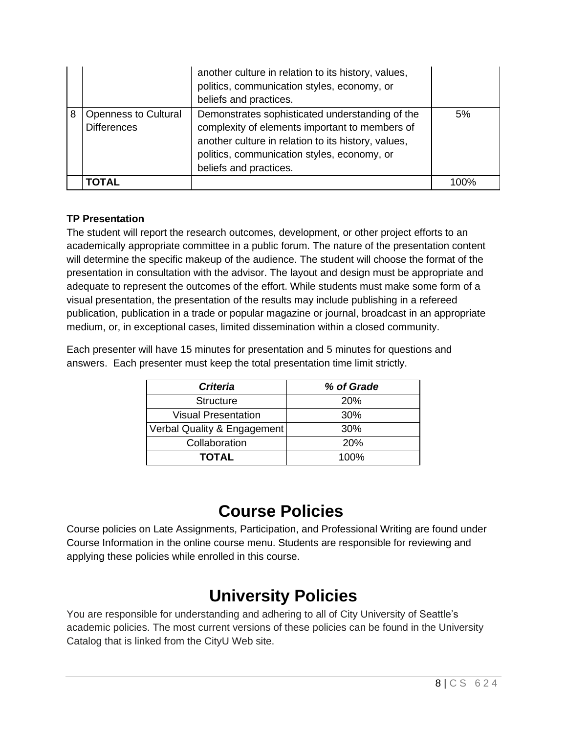| | | | |
|---|---|---|---|
| | | another culture in relation to its history, values, politics, communication styles, economy, or beliefs and practices. | |
| 8 | Openness to Cultural Differences | Demonstrates sophisticated understanding of the complexity of elements important to members of another culture in relation to its history, values, politics, communication styles, economy, or beliefs and practices. | 5% |
| | **TOTAL** | | 100% |

**TP Presentation**

The student will report the research outcomes, development, or other project efforts to an academically appropriate committee in a public forum. The nature of the presentation content will determine the specific makeup of the audience. The student will choose the format of the presentation in consultation with the advisor. The layout and design must be appropriate and adequate to represent the outcomes of the effort. While students must make some form of a visual presentation, the presentation of the results may include publishing in a refereed publication, publication in a trade or popular magazine or journal, broadcast in an appropriate medium, or, in exceptional cases, limited dissemination within a closed community.

Each presenter will have 15 minutes for presentation and 5 minutes for questions and answers. Each presenter must keep the total presentation time limit strictly.

| ***Criteria*** | ***% of Grade*** |
|---|---|
| Structure | 20% |
| Visual Presentation | 30% |
| Verbal Quality & Engagement | 30% |
| Collaboration | 20% |
| **TOTAL** | 100% |

# Course Policies

Course policies on Late Assignments, Participation, and Professional Writing are found under Course Information in the online course menu. Students are responsible for reviewing and applying these policies while enrolled in this course.

# University Policies

You are responsible for understanding and adhering to all of City University of Seattle's academic policies. The most current versions of these policies can be found in the University Catalog that is linked from the CityU Web site.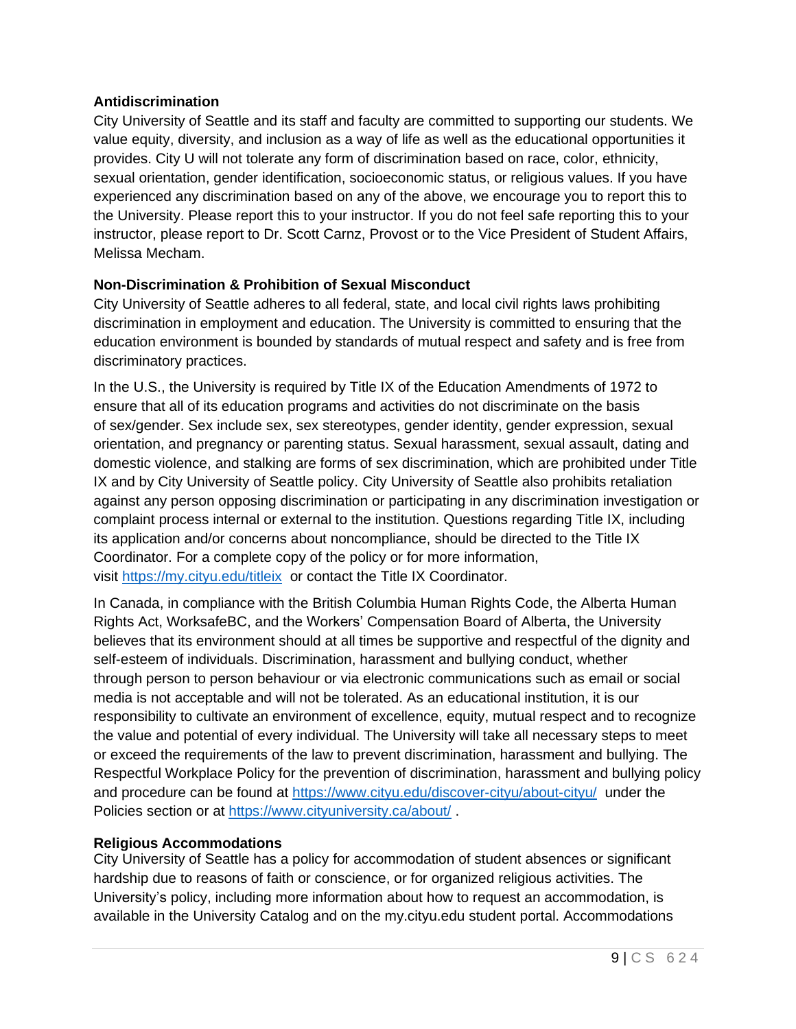**Antidiscrimination**

City University of Seattle and its staff and faculty are committed to supporting our students. We value equity, diversity, and inclusion as a way of life as well as the educational opportunities it provides. City U will not tolerate any form of discrimination based on race, color, ethnicity, sexual orientation, gender identification, socioeconomic status, or religious values. If you have experienced any discrimination based on any of the above, we encourage you to report this to the University. Please report this to your instructor. If you do not feel safe reporting this to your instructor, please report to Dr. Scott Carnz, Provost or to the Vice President of Student Affairs, Melissa Mecham.

**Non-Discrimination & Prohibition of Sexual Misconduct**

City University of Seattle adheres to all federal, state, and local civil rights laws prohibiting discrimination in employment and education. The University is committed to ensuring that the education environment is bounded by standards of mutual respect and safety and is free from discriminatory practices.

In the U.S., the University is required by Title IX of the Education Amendments of 1972 to ensure that all of its education programs and activities do not discriminate on the basis of sex/gender. Sex include sex, sex stereotypes, gender identity, gender expression, sexual orientation, and pregnancy or parenting status. Sexual harassment, sexual assault, dating and domestic violence, and stalking are forms of sex discrimination, which are prohibited under Title IX and by City University of Seattle policy. City University of Seattle also prohibits retaliation against any person opposing discrimination or participating in any discrimination investigation or complaint process internal or external to the institution. Questions regarding Title IX, including its application and/or concerns about noncompliance, should be directed to the Title IX Coordinator. For a complete copy of the policy or for more information, visit [https://my.cityu.edu/titleix](https://my.cityu.edu/titleix) or contact the Title IX Coordinator.

In Canada, in compliance with the British Columbia Human Rights Code, the Alberta Human Rights Act, WorksafeBC, and the Workers' Compensation Board of Alberta, the University believes that its environment should at all times be supportive and respectful of the dignity and self-esteem of individuals. Discrimination, harassment and bullying conduct, whether through person to person behaviour or via electronic communications such as email or social media is not acceptable and will not be tolerated. As an educational institution, it is our responsibility to cultivate an environment of excellence, equity, mutual respect and to recognize the value and potential of every individual. The University will take all necessary steps to meet or exceed the requirements of the law to prevent discrimination, harassment and bullying. The Respectful Workplace Policy for the prevention of discrimination, harassment and bullying policy and procedure can be found at [https://www.cityu.edu/discover-cityu/about-cityu/](https://www.cityu.edu/discover-cityu/about-cityu/) under the Policies section or at [https://www.cityuniversity.ca/about/](https://www.cityuniversity.ca/about/) .

**Religious Accommodations**

City University of Seattle has a policy for accommodation of student absences or significant hardship due to reasons of faith or conscience, or for organized religious activities. The University's policy, including more information about how to request an accommodation, is available in the University Catalog and on the my.cityu.edu student portal. Accommodations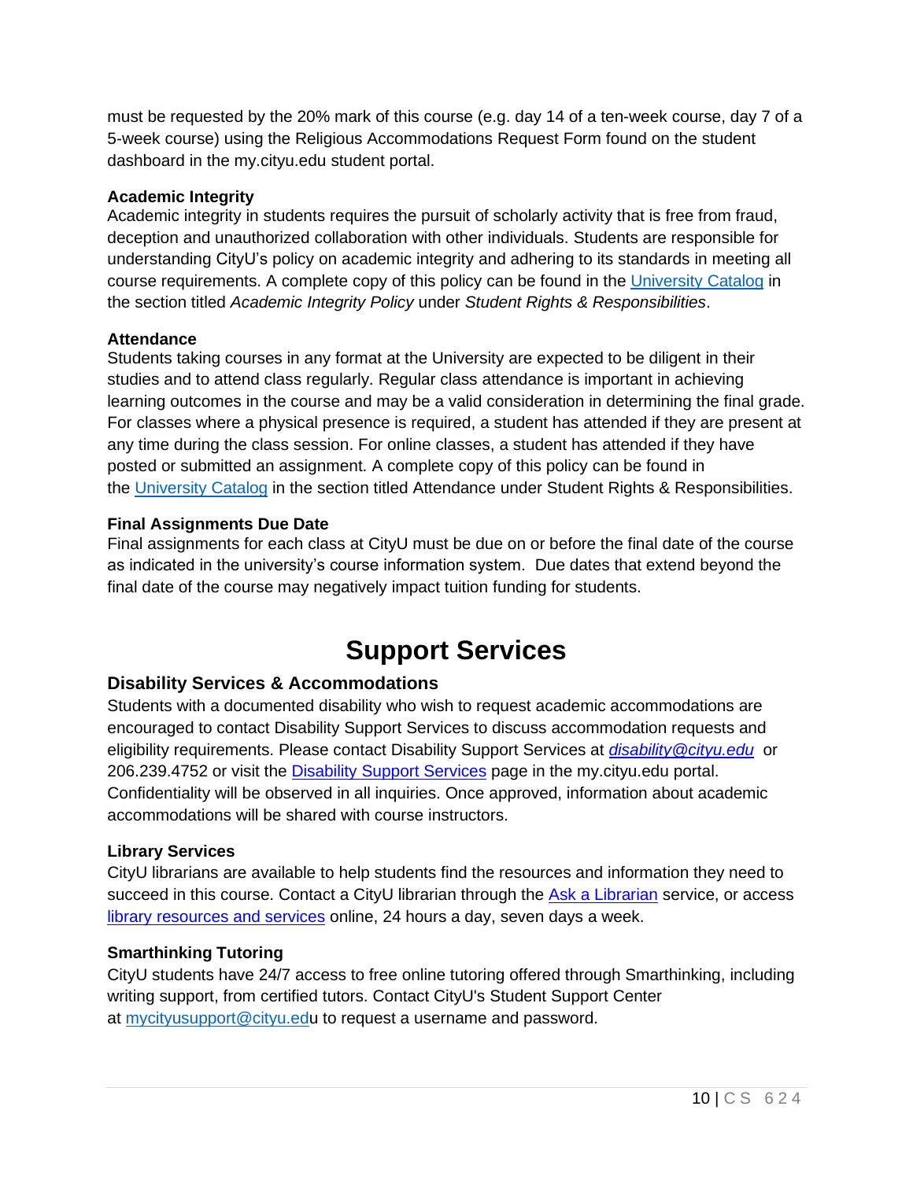must be requested by the 20% mark of this course (e.g. day 14 of a ten-week course, day 7 of a 5-week course) using the Religious Accommodations Request Form found on the student dashboard in the my.cityu.edu student portal.

**Academic Integrity**

Academic integrity in students requires the pursuit of scholarly activity that is free from fraud, deception and unauthorized collaboration with other individuals. Students are responsible for understanding CityU's policy on academic integrity and adhering to its standards in meeting all course requirements. A complete copy of this policy can be found in the University Catalog in the section titled *Academic Integrity Policy* under *Student Rights & Responsibilities*.

**Attendance**

Students taking courses in any format at the University are expected to be diligent in their studies and to attend class regularly. Regular class attendance is important in achieving learning outcomes in the course and may be a valid consideration in determining the final grade. For classes where a physical presence is required, a student has attended if they are present at any time during the class session. For online classes, a student has attended if they have posted or submitted an assignment. A complete copy of this policy can be found in the University Catalog in the section titled Attendance under Student Rights & Responsibilities.

**Final Assignments Due Date**

Final assignments for each class at CityU must be due on or before the final date of the course as indicated in the university's course information system. Due dates that extend beyond the final date of the course may negatively impact tuition funding for students.

# Support Services

## Disability Services & Accommodations

Students with a documented disability who wish to request academic accommodations are encouraged to contact Disability Support Services to discuss accommodation requests and eligibility requirements. Please contact Disability Support Services at *disability@cityu.edu* or 206.239.4752 or visit the Disability Support Services page in the my.cityu.edu portal. Confidentiality will be observed in all inquiries. Once approved, information about academic accommodations will be shared with course instructors.

**Library Services**

CityU librarians are available to help students find the resources and information they need to succeed in this course. Contact a CityU librarian through the Ask a Librarian service, or access library resources and services online, 24 hours a day, seven days a week.

**Smarthinking Tutoring**

CityU students have 24/7 access to free online tutoring offered through Smarthinking, including writing support, from certified tutors. Contact CityU's Student Support Center at mycityusupport@cityu.edu to request a username and password.